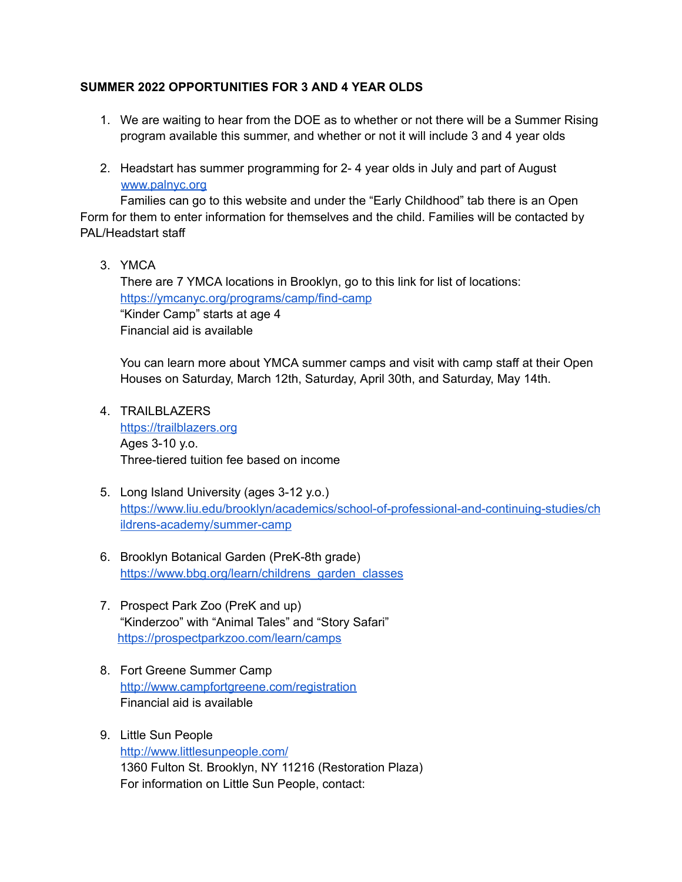**SUMMER 2022 OPPORTUNITIES FOR 3 AND 4 YEAR OLDS**

1. We are waiting to hear from the DOE as to whether or not there will be a Summer Rising program available this summer, and whether or not it will include 3 and 4 year olds

2. Headstart has summer programming for 2- 4 year olds in July and part of August
   [www.palnyc.org](http://www.palnyc.org)
   Families can go to this website and under the "Early Childhood" tab there is an Open Form for them to enter information for themselves and the child. Families will be contacted by PAL/Headstart staff

3. YMCA
   There are 7 YMCA locations in Brooklyn, go to this link for list of locations:
   [https://ymcanyc.org/programs/camp/find-camp](https://ymcanyc.org/programs/camp/find-camp)
   "Kinder Camp" starts at age 4
   Financial aid is available

   You can learn more about YMCA summer camps and visit with camp staff at their Open Houses on Saturday, March 12th, Saturday, April 30th, and Saturday, May 14th.

4. TRAILBLAZERS
   [https://trailblazers.org](https://trailblazers.org)
   Ages 3-10 y.o.
   Three-tiered tuition fee based on income

5. Long Island University (ages 3-12 y.o.)
   [https://www.liu.edu/brooklyn/academics/school-of-professional-and-continuing-studies/childrens-academy/summer-camp](https://www.liu.edu/brooklyn/academics/school-of-professional-and-continuing-studies/childrens-academy/summer-camp)

6. Brooklyn Botanical Garden (PreK-8th grade)
   [https://www.bbg.org/learn/childrens_garden_classes](https://www.bbg.org/learn/childrens_garden_classes)

7. Prospect Park Zoo (PreK and up)
   "Kinderzoo" with "Animal Tales" and "Story Safari"
   [https://prospectparkzoo.com/learn/camps](https://prospectparkzoo.com/learn/camps)

8. Fort Greene Summer Camp
   [http://www.campfortgreene.com/registration](http://www.campfortgreene.com/registration)
   Financial aid is available

9. Little Sun People
   [http://www.littlesunpeople.com/](http://www.littlesunpeople.com/)
   1360 Fulton St. Brooklyn, NY 11216 (Restoration Plaza)
   For information on Little Sun People, contact: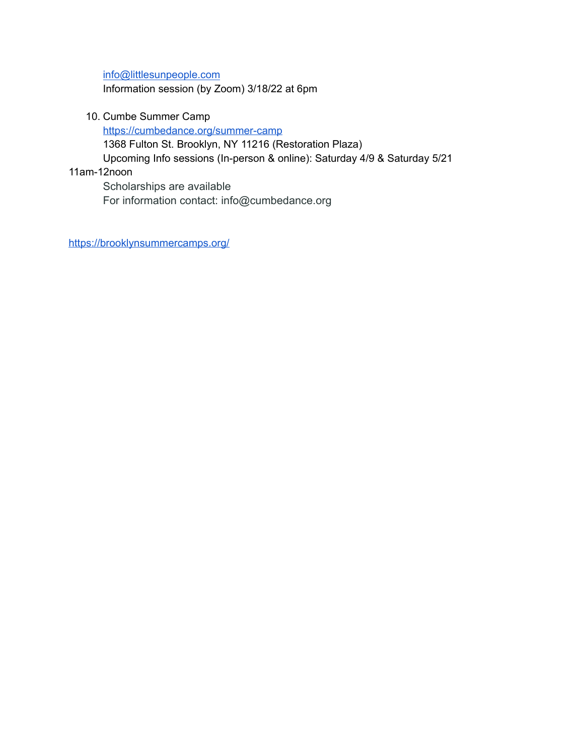info@littlesunpeople.com
Information session (by Zoom) 3/18/22 at 6pm

10. Cumbe Summer Camp
    https://cumbedance.org/summer-camp
    1368 Fulton St. Brooklyn, NY 11216 (Restoration Plaza)
    Upcoming Info sessions (In-person & online): Saturday 4/9 & Saturday 5/21 11am-12noon
    Scholarships are available
    For information contact: info@cumbedance.org

https://brooklynsummercamps.org/